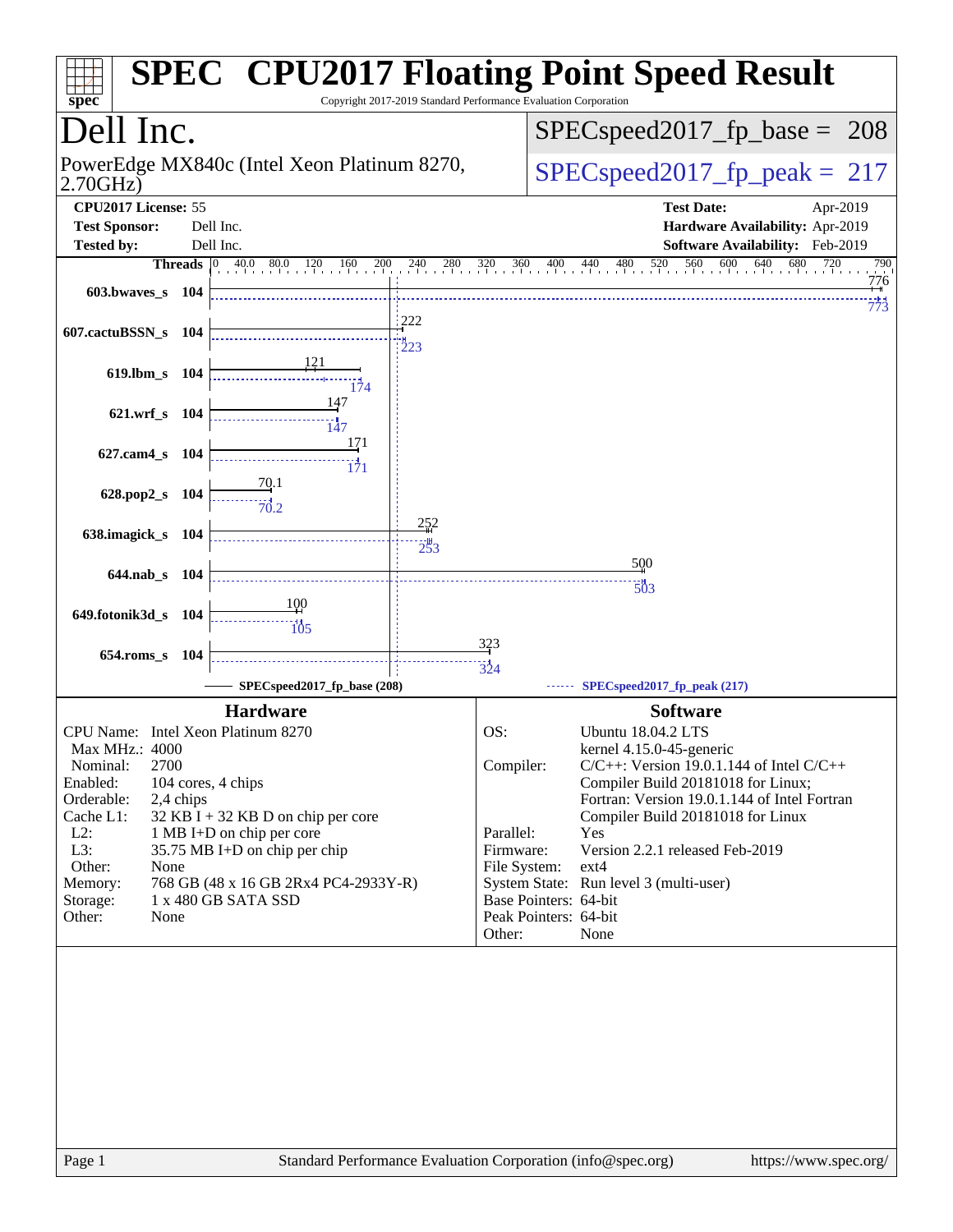# SPEC CPU2017 Floating Point Speed Result

Copyright 2017-2019 Standard Performance Evaluation Corporation

## Dell Inc.

PowerEdge MX840c (Intel Xeon Platinum 8270, 2.70GHz)

SPECspeed2017_fp_base = 208

SPECspeed2017_fp_peak = 217

| | | | |
|---|---|---|---|
| **CPU2017 License:** | 55 | **Test Date:** | Apr-2019 |
| **Test Sponsor:** | Dell Inc. | **Hardware Availability:** | Apr-2019 |
| **Tested by:** | Dell Inc. | **Software Availability:** | Feb-2019 |

| Benchmark | Threads | Base | Peak |
|---|---|---|---|
| 603.bwaves_s | 104 | 776 | 773 |
| 607.cactuBSSN_s | 104 | 222 | 223 |
| 619.lbm_s | 104 | 121 | 174 |
| 621.wrf_s | 104 | 147 | 147 |
| 627.cam4_s | 104 | 171 | 171 |
| 628.pop2_s | 104 | 70.1 | 70.2 |
| 638.imagick_s | 104 | 252 | 253 |
| 644.nab_s | 104 | 500 | 503 |
| 649.fotonik3d_s | 104 | 100 | 105 |
| 654.roms_s | 104 | 323 | 324 |

SPECspeed2017_fp_base (208) — SPECspeed2017_fp_peak (217)

### Hardware

| | |
|---|---|
| CPU Name: | Intel Xeon Platinum 8270 |
| Max MHz.: | 4000 |
| Nominal: | 2700 |
| Enabled: | 104 cores, 4 chips |
| Orderable: | 2,4 chips |
| Cache L1: | 32 KB I + 32 KB D on chip per core |
| L2: | 1 MB I+D on chip per core |
| L3: | 35.75 MB I+D on chip per chip |
| Other: | None |
| Memory: | 768 GB (48 x 16 GB 2Rx4 PC4-2933Y-R) |
| Storage: | 1 x 480 GB SATA SSD |
| Other: | None |

### Software

| | |
|---|---|
| OS: | Ubuntu 18.04.2 LTS<br>kernel 4.15.0-45-generic |
| Compiler: | C/C++: Version 19.0.1.144 of Intel C/C++ Compiler Build 20181018 for Linux;<br>Fortran: Version 19.0.1.144 of Intel Fortran Compiler Build 20181018 for Linux |
| Parallel: | Yes |
| Firmware: | Version 2.2.1 released Feb-2019 |
| File System: | ext4 |
| System State: | Run level 3 (multi-user) |
| Base Pointers: | 64-bit |
| Peak Pointers: | 64-bit |
| Other: | None |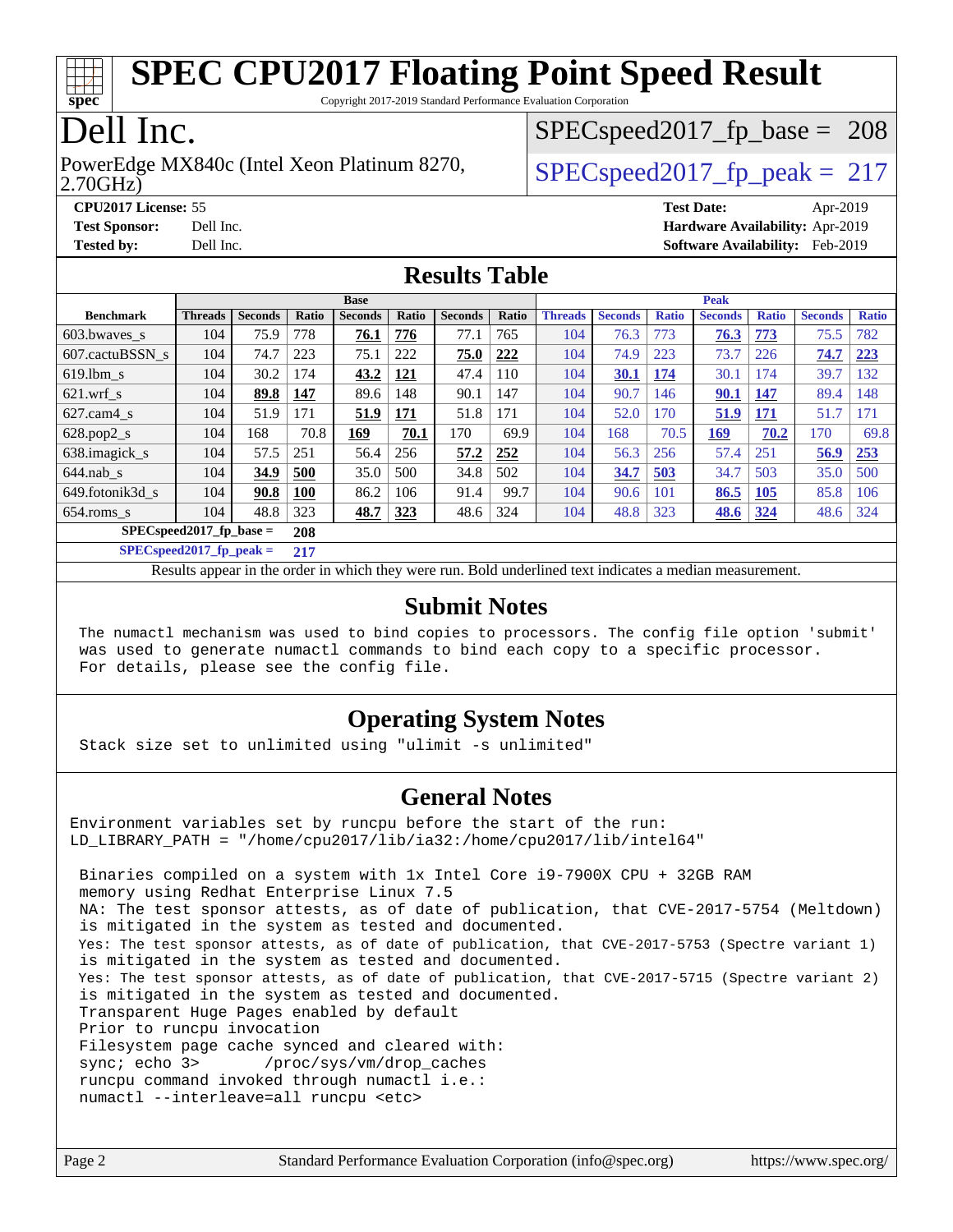# SPEC CPU2017 Floating Point Speed Result

Copyright 2017-2019 Standard Performance Evaluation Corporation

## Dell Inc.

PowerEdge MX840c (Intel Xeon Platinum 8270, 2.70GHz)

SPECspeed2017_fp_base = 208

SPECspeed2017_fp_peak = 217

**CPU2017 License:** 55
**Test Sponsor:** Dell Inc.
**Tested by:** Dell Inc.

**Test Date:** Apr-2019
**Hardware Availability:** Apr-2019
**Software Availability:** Feb-2019

## Results Table

| | Base | | | | | | | Peak | | | | | | |
|---|---|---|---|---|---|---|---|---|---|---|---|---|---|---|
| **Benchmark** | **Threads** | **Seconds** | **Ratio** | **Seconds** | **Ratio** | **Seconds** | **Ratio** | **Threads** | **Seconds** | **Ratio** | **Seconds** | **Ratio** | **Seconds** | **Ratio** |
| 603.bwaves_s | 104 | 75.9 | 778 | **76.1** | **776** | 77.1 | 765 | 104 | 76.3 | 773 | **76.3** | **773** | 75.5 | 782 |
| 607.cactuBSSN_s | 104 | 74.7 | 223 | 75.1 | 222 | **75.0** | **222** | 104 | 74.9 | 223 | 73.7 | 226 | **74.7** | **223** |
| 619.lbm_s | 104 | 30.2 | 174 | **43.2** | **121** | 47.4 | 110 | 104 | **30.1** | **174** | 30.1 | 174 | 39.7 | 132 |
| 621.wrf_s | 104 | **89.8** | **147** | 89.6 | 148 | 90.1 | 147 | 104 | 90.7 | 146 | **90.1** | **147** | 89.4 | 148 |
| 627.cam4_s | 104 | 51.9 | 171 | **51.9** | **171** | 51.8 | 171 | 104 | 52.0 | 170 | **51.9** | **171** | 51.7 | 171 |
| 628.pop2_s | 104 | 168 | 70.8 | **169** | **70.1** | 170 | 69.9 | 104 | 168 | 70.5 | **169** | **70.2** | 170 | 69.8 |
| 638.imagick_s | 104 | 57.5 | 251 | 56.4 | 256 | **57.2** | **252** | 104 | 56.3 | 256 | 57.4 | 251 | **56.9** | **253** |
| 644.nab_s | 104 | **34.9** | **500** | 35.0 | 500 | 34.8 | 502 | 104 | **34.7** | **503** | 34.7 | 503 | 35.0 | 500 |
| 649.fotonik3d_s | 104 | **90.8** | **100** | 86.2 | 106 | 91.4 | 99.7 | 104 | 90.6 | 101 | **86.5** | **105** | 85.8 | 106 |
| 654.roms_s | 104 | 48.8 | 323 | **48.7** | **323** | 48.6 | 324 | 104 | 48.8 | 323 | **48.6** | **324** | 48.6 | 324 |

**SPECspeed2017_fp_base = 208**

**SPECspeed2017_fp_peak = 217**

Results appear in the order in which they were run. Bold underlined text indicates a median measurement.

## Submit Notes

```
The numactl mechanism was used to bind copies to processors. The config file option 'submit'
was used to generate numactl commands to bind each copy to a specific processor.
For details, please see the config file.
```

## Operating System Notes

```
Stack size set to unlimited using "ulimit -s unlimited"
```

## General Notes

```
Environment variables set by runcpu before the start of the run:
LD_LIBRARY_PATH = "/home/cpu2017/lib/ia32:/home/cpu2017/lib/intel64"

 Binaries compiled on a system with 1x Intel Core i9-7900X CPU + 32GB RAM
 memory using Redhat Enterprise Linux 7.5
 NA: The test sponsor attests, as of date of publication, that CVE-2017-5754 (Meltdown)
 is mitigated in the system as tested and documented.
 Yes: The test sponsor attests, as of date of publication, that CVE-2017-5753 (Spectre variant 1)
 is mitigated in the system as tested and documented.
 Yes: The test sponsor attests, as of date of publication, that CVE-2017-5715 (Spectre variant 2)
 is mitigated in the system as tested and documented.
 Transparent Huge Pages enabled by default
 Prior to runcpu invocation
 Filesystem page cache synced and cleared with:
 sync; echo 3>       /proc/sys/vm/drop_caches
 runcpu command invoked through numactl i.e.:
 numactl --interleave=all runcpu <etc>
```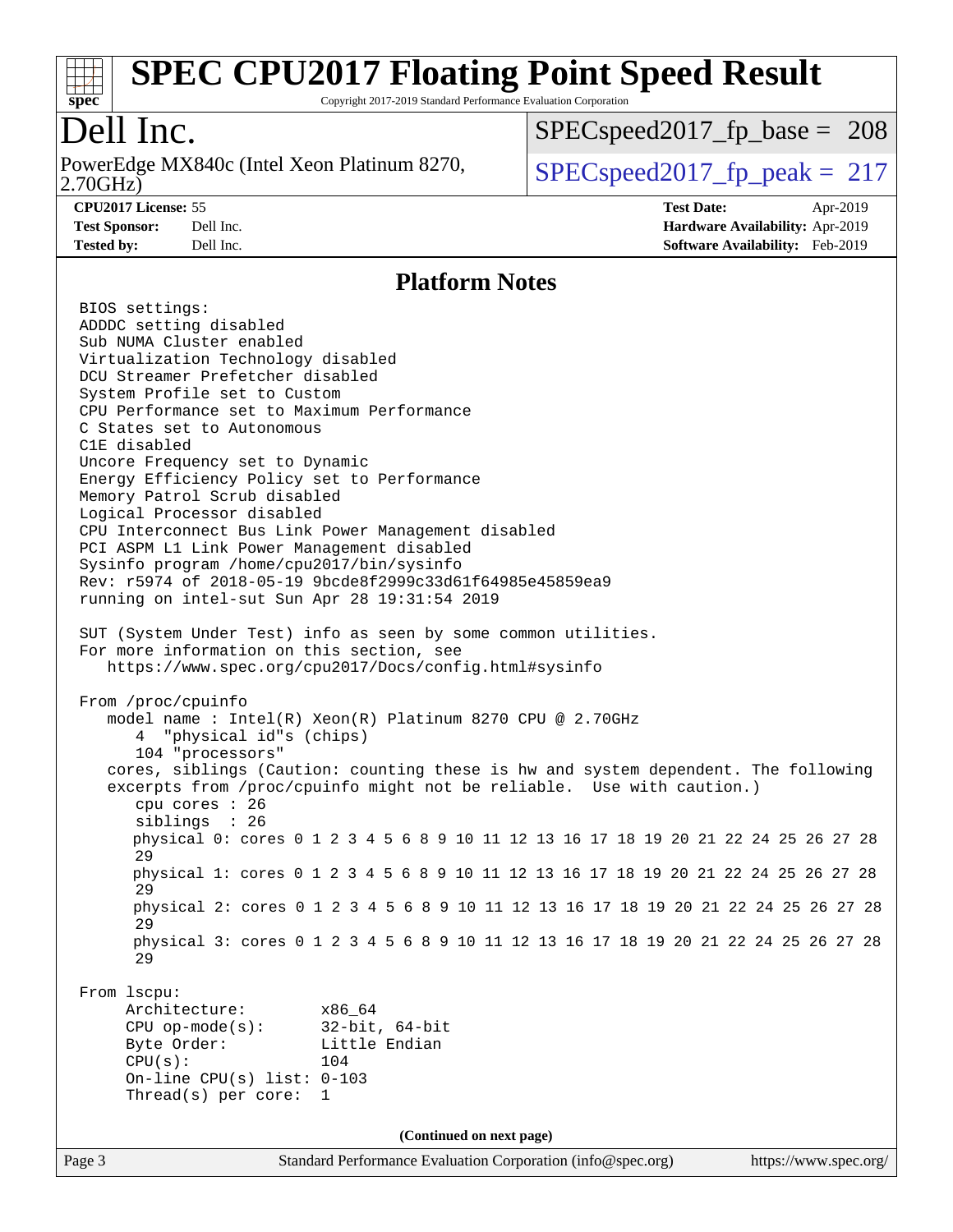# SPEC CPU2017 Floating Point Speed Result

Copyright 2017-2019 Standard Performance Evaluation Corporation

# Dell Inc.

PowerEdge MX840c (Intel Xeon Platinum 8270, 2.70GHz)

SPECspeed2017_fp_base = 208

SPECspeed2017_fp_peak = 217

**CPU2017 License:** 55
**Test Sponsor:** Dell Inc.
**Tested by:** Dell Inc.

**Test Date:** Apr-2019
**Hardware Availability:** Apr-2019
**Software Availability:** Feb-2019

## Platform Notes

```
BIOS settings:
ADDDC setting disabled
Sub NUMA Cluster enabled
Virtualization Technology disabled
DCU Streamer Prefetcher disabled
System Profile set to Custom
CPU Performance set to Maximum Performance
C States set to Autonomous
C1E disabled
Uncore Frequency set to Dynamic
Energy Efficiency Policy set to Performance
Memory Patrol Scrub disabled
Logical Processor disabled
CPU Interconnect Bus Link Power Management disabled
PCI ASPM L1 Link Power Management disabled
Sysinfo program /home/cpu2017/bin/sysinfo
Rev: r5974 of 2018-05-19 9bcde8f2999c33d61f64985e45859ea9
running on intel-sut Sun Apr 28 19:31:54 2019

SUT (System Under Test) info as seen by some common utilities.
For more information on this section, see
   https://www.spec.org/cpu2017/Docs/config.html#sysinfo

From /proc/cpuinfo
   model name : Intel(R) Xeon(R) Platinum 8270 CPU @ 2.70GHz
      4  "physical id"s (chips)
      104 "processors"
   cores, siblings (Caution: counting these is hw and system dependent. The following
   excerpts from /proc/cpuinfo might not be reliable.  Use with caution.)
      cpu cores : 26
      siblings  : 26
      physical 0: cores 0 1 2 3 4 5 6 8 9 10 11 12 13 16 17 18 19 20 21 22 24 25 26 27 28
      29
      physical 1: cores 0 1 2 3 4 5 6 8 9 10 11 12 13 16 17 18 19 20 21 22 24 25 26 27 28
      29
      physical 2: cores 0 1 2 3 4 5 6 8 9 10 11 12 13 16 17 18 19 20 21 22 24 25 26 27 28
      29
      physical 3: cores 0 1 2 3 4 5 6 8 9 10 11 12 13 16 17 18 19 20 21 22 24 25 26 27 28
      29

From lscpu:
     Architecture:         x86_64
     CPU op-mode(s):       32-bit, 64-bit
     Byte Order:           Little Endian
     CPU(s):               104
     On-line CPU(s) list: 0-103
     Thread(s) per core:  1
```

(Continued on next page)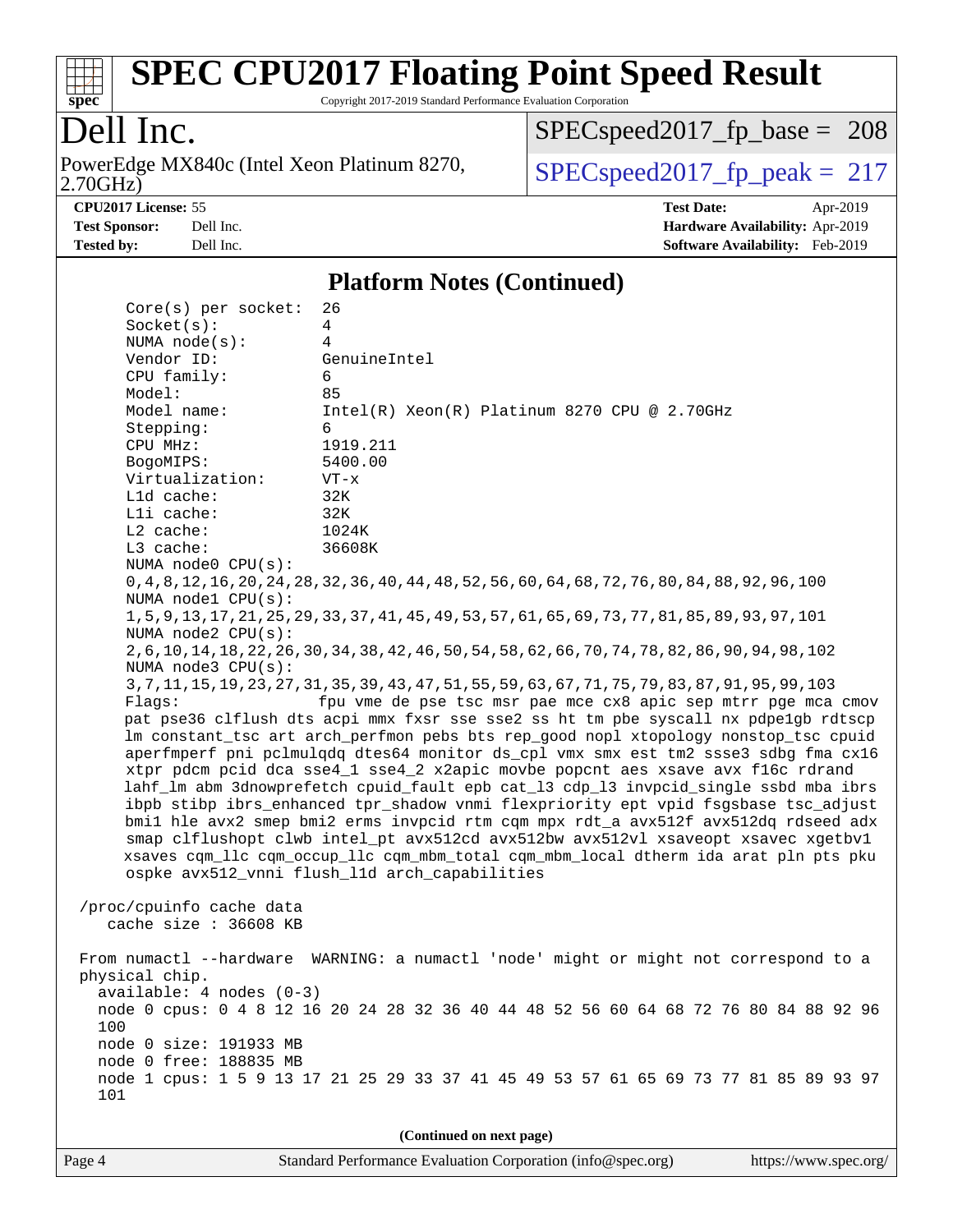## Platform Notes (Continued)

```
Core(s) per socket:  26
Socket(s):           4
NUMA node(s):        4
Vendor ID:           GenuineIntel
CPU family:          6
Model:               85
Model name:          Intel(R) Xeon(R) Platinum 8270 CPU @ 2.70GHz
Stepping:            6
CPU MHz:             1919.211
BogoMIPS:            5400.00
Virtualization:      VT-x
L1d cache:           32K
L1i cache:           32K
L2 cache:            1024K
L3 cache:            36608K
NUMA node0 CPU(s):
0,4,8,12,16,20,24,28,32,36,40,44,48,52,56,60,64,68,72,76,80,84,88,92,96,100
NUMA node1 CPU(s):
1,5,9,13,17,21,25,29,33,37,41,45,49,53,57,61,65,69,73,77,81,85,89,93,97,101
NUMA node2 CPU(s):
2,6,10,14,18,22,26,30,34,38,42,46,50,54,58,62,66,70,74,78,82,86,90,94,98,102
NUMA node3 CPU(s):
3,7,11,15,19,23,27,31,35,39,43,47,51,55,59,63,67,71,75,79,83,87,91,95,99,103
Flags:               fpu vme de pse tsc msr pae mce cx8 apic sep mtrr pge mca cmov
pat pse36 clflush dts acpi mmx fxsr sse sse2 ss ht tm pbe syscall nx pdpe1gb rdtscp
lm constant_tsc art arch_perfmon pebs bts rep_good nopl xtopology nonstop_tsc cpuid
aperfmperf pni pclmulqdq dtes64 monitor ds_cpl vmx smx est tm2 ssse3 sdbg fma cx16
xtpr pdcm pcid dca sse4_1 sse4_2 x2apic movbe popcnt aes xsave avx f16c rdrand
lahf_lm abm 3dnowprefetch cpuid_fault epb cat_l3 cdp_l3 invpcid_single ssbd mba ibrs
ibpb stibp ibrs_enhanced tpr_shadow vnmi flexpriority ept vpid fsgsbase tsc_adjust
bmi1 hle avx2 smep bmi2 erms invpcid rtm cqm mpx rdt_a avx512f avx512dq rdseed adx
smap clflushopt clwb intel_pt avx512cd avx512bw avx512vl xsaveopt xsavec xgetbv1
xsaves cqm_llc cqm_occup_llc cqm_mbm_total cqm_mbm_local dtherm ida arat pln pts pku
ospke avx512_vnni flush_l1d arch_capabilities

/proc/cpuinfo cache data
   cache size : 36608 KB

From numactl --hardware  WARNING: a numactl 'node' might or might not correspond to a
physical chip.
  available: 4 nodes (0-3)
  node 0 cpus: 0 4 8 12 16 20 24 28 32 36 40 44 48 52 56 60 64 68 72 76 80 84 88 92 96
  100
  node 0 size: 191933 MB
  node 0 free: 188835 MB
  node 1 cpus: 1 5 9 13 17 21 25 29 33 37 41 45 49 53 57 61 65 69 73 77 81 85 89 93 97
  101
```

(Continued on next page)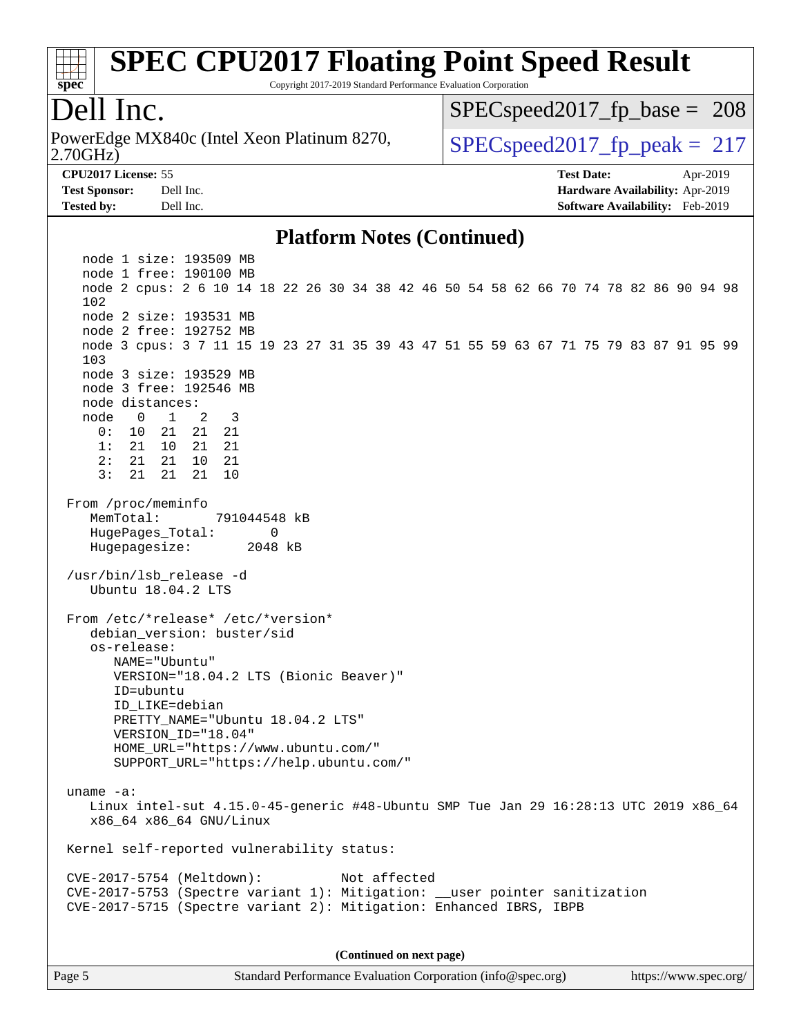# SPEC CPU2017 Floating Point Speed Result

Copyright 2017-2019 Standard Performance Evaluation Corporation

## Dell Inc.

PowerEdge MX840c (Intel Xeon Platinum 8270, 2.70GHz)

SPECspeed2017_fp_base = 208

SPECspeed2017_fp_peak = 217

**CPU2017 License:** 55
**Test Sponsor:** Dell Inc.
**Tested by:** Dell Inc.

**Test Date:** Apr-2019
**Hardware Availability:** Apr-2019
**Software Availability:** Feb-2019

### Platform Notes (Continued)

```
   node 1 size: 193509 MB
   node 1 free: 190100 MB
   node 2 cpus: 2 6 10 14 18 22 26 30 34 38 42 46 50 54 58 62 66 70 74 78 82 86 90 94 98
   102
   node 2 size: 193531 MB
   node 2 free: 192752 MB
   node 3 cpus: 3 7 11 15 19 23 27 31 35 39 43 47 51 55 59 63 67 71 75 79 83 87 91 95 99
   103
   node 3 size: 193529 MB
   node 3 free: 192546 MB
   node distances:
   node   0   1   2   3
     0:  10  21  21  21
     1:  21  10  21  21
     2:  21  21  10  21
     3:  21  21  21  10

 From /proc/meminfo
    MemTotal:       791044548 kB
    HugePages_Total:       0
    Hugepagesize:       2048 kB

 /usr/bin/lsb_release -d
    Ubuntu 18.04.2 LTS

 From /etc/*release* /etc/*version*
    debian_version: buster/sid
    os-release:
       NAME="Ubuntu"
       VERSION="18.04.2 LTS (Bionic Beaver)"
       ID=ubuntu
       ID_LIKE=debian
       PRETTY_NAME="Ubuntu 18.04.2 LTS"
       VERSION_ID="18.04"
       HOME_URL="https://www.ubuntu.com/"
       SUPPORT_URL="https://help.ubuntu.com/"

 uname -a:
    Linux intel-sut 4.15.0-45-generic #48-Ubuntu SMP Tue Jan 29 16:28:13 UTC 2019 x86_64
    x86_64 x86_64 GNU/Linux

 Kernel self-reported vulnerability status:

 CVE-2017-5754 (Meltdown):          Not affected
 CVE-2017-5753 (Spectre variant 1): Mitigation: __user pointer sanitization
 CVE-2017-5715 (Spectre variant 2): Mitigation: Enhanced IBRS, IBPB
```

**(Continued on next page)**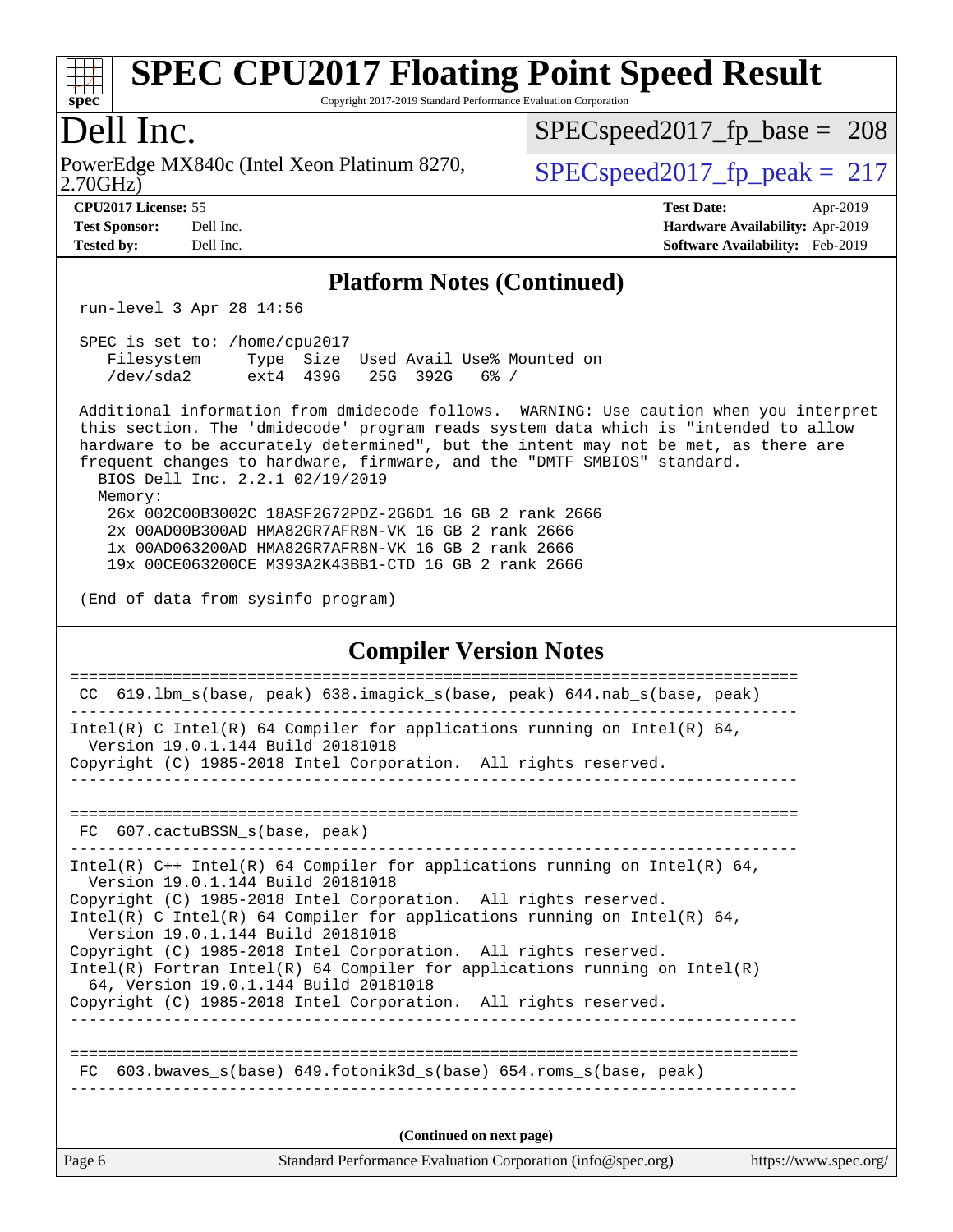## Platform Notes (Continued)

```
run-level 3 Apr 28 14:56

SPEC is set to: /home/cpu2017
   Filesystem     Type  Size  Used Avail Use% Mounted on
   /dev/sda2      ext4  439G   25G  392G   6% /

Additional information from dmidecode follows.  WARNING: Use caution when you interpret
this section. The 'dmidecode' program reads system data which is "intended to allow
hardware to be accurately determined", but the intent may not be met, as there are
frequent changes to hardware, firmware, and the "DMTF SMBIOS" standard.
  BIOS Dell Inc. 2.2.1 02/19/2019
  Memory:
    26x 002C00B3002C 18ASF2G72PDZ-2G6D1 16 GB 2 rank 2666
    2x 00AD00B300AD HMA82GR7AFR8N-VK 16 GB 2 rank 2666
    1x 00AD063200AD HMA82GR7AFR8N-VK 16 GB 2 rank 2666
    19x 00CE063200CE M393A2K43BB1-CTD 16 GB 2 rank 2666

(End of data from sysinfo program)
```

## Compiler Version Notes

```
==============================================================================
 CC  619.lbm_s(base, peak) 638.imagick_s(base, peak) 644.nab_s(base, peak)
------------------------------------------------------------------------------
Intel(R) C Intel(R) 64 Compiler for applications running on Intel(R) 64,
  Version 19.0.1.144 Build 20181018
Copyright (C) 1985-2018 Intel Corporation.  All rights reserved.
------------------------------------------------------------------------------

==============================================================================
 FC  607.cactuBSSN_s(base, peak)
------------------------------------------------------------------------------
Intel(R) C++ Intel(R) 64 Compiler for applications running on Intel(R) 64,
  Version 19.0.1.144 Build 20181018
Copyright (C) 1985-2018 Intel Corporation.  All rights reserved.
Intel(R) C Intel(R) 64 Compiler for applications running on Intel(R) 64,
  Version 19.0.1.144 Build 20181018
Copyright (C) 1985-2018 Intel Corporation.  All rights reserved.
Intel(R) Fortran Intel(R) 64 Compiler for applications running on Intel(R)
  64, Version 19.0.1.144 Build 20181018
Copyright (C) 1985-2018 Intel Corporation.  All rights reserved.
------------------------------------------------------------------------------

==============================================================================
 FC  603.bwaves_s(base) 649.fotonik3d_s(base) 654.roms_s(base, peak)
------------------------------------------------------------------------------
```

(Continued on next page)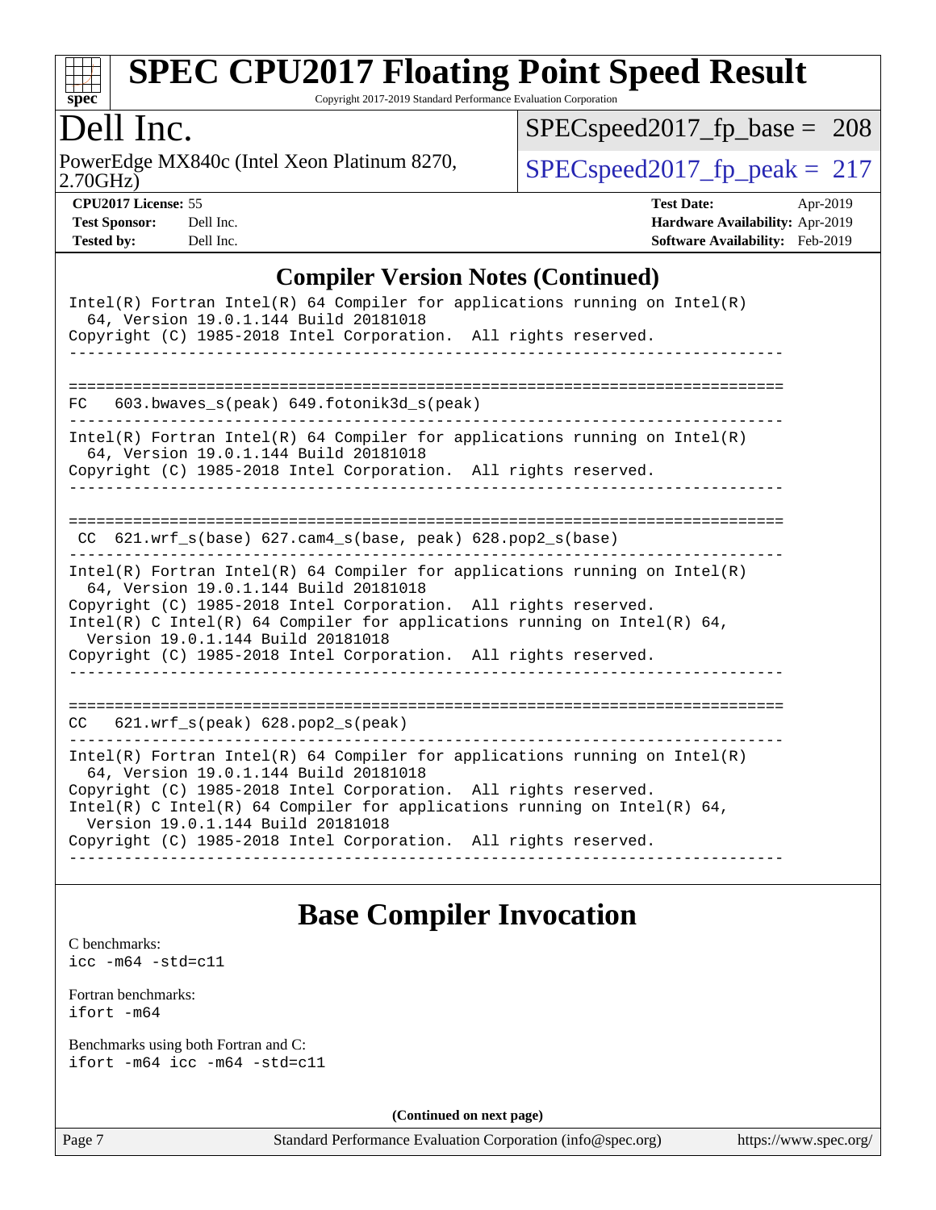## Compiler Version Notes (Continued)

```
Intel(R) Fortran Intel(R) 64 Compiler for applications running on Intel(R)
  64, Version 19.0.1.144 Build 20181018
Copyright (C) 1985-2018 Intel Corporation.  All rights reserved.
------------------------------------------------------------------------------

==============================================================================
FC   603.bwaves_s(peak) 649.fotonik3d_s(peak)
------------------------------------------------------------------------------
Intel(R) Fortran Intel(R) 64 Compiler for applications running on Intel(R)
  64, Version 19.0.1.144 Build 20181018
Copyright (C) 1985-2018 Intel Corporation.  All rights reserved.
------------------------------------------------------------------------------

==============================================================================
 CC  621.wrf_s(base) 627.cam4_s(base, peak) 628.pop2_s(base)
------------------------------------------------------------------------------
Intel(R) Fortran Intel(R) 64 Compiler for applications running on Intel(R)
  64, Version 19.0.1.144 Build 20181018
Copyright (C) 1985-2018 Intel Corporation.  All rights reserved.
Intel(R) C Intel(R) 64 Compiler for applications running on Intel(R) 64,
  Version 19.0.1.144 Build 20181018
Copyright (C) 1985-2018 Intel Corporation.  All rights reserved.
------------------------------------------------------------------------------

==============================================================================
CC   621.wrf_s(peak) 628.pop2_s(peak)
------------------------------------------------------------------------------
Intel(R) Fortran Intel(R) 64 Compiler for applications running on Intel(R)
  64, Version 19.0.1.144 Build 20181018
Copyright (C) 1985-2018 Intel Corporation.  All rights reserved.
Intel(R) C Intel(R) 64 Compiler for applications running on Intel(R) 64,
  Version 19.0.1.144 Build 20181018
Copyright (C) 1985-2018 Intel Corporation.  All rights reserved.
------------------------------------------------------------------------------
```

## Base Compiler Invocation

C benchmarks:
`icc -m64 -std=c11`

Fortran benchmarks:
`ifort -m64`

Benchmarks using both Fortran and C:
`ifort -m64 icc -m64 -std=c11`

**(Continued on next page)**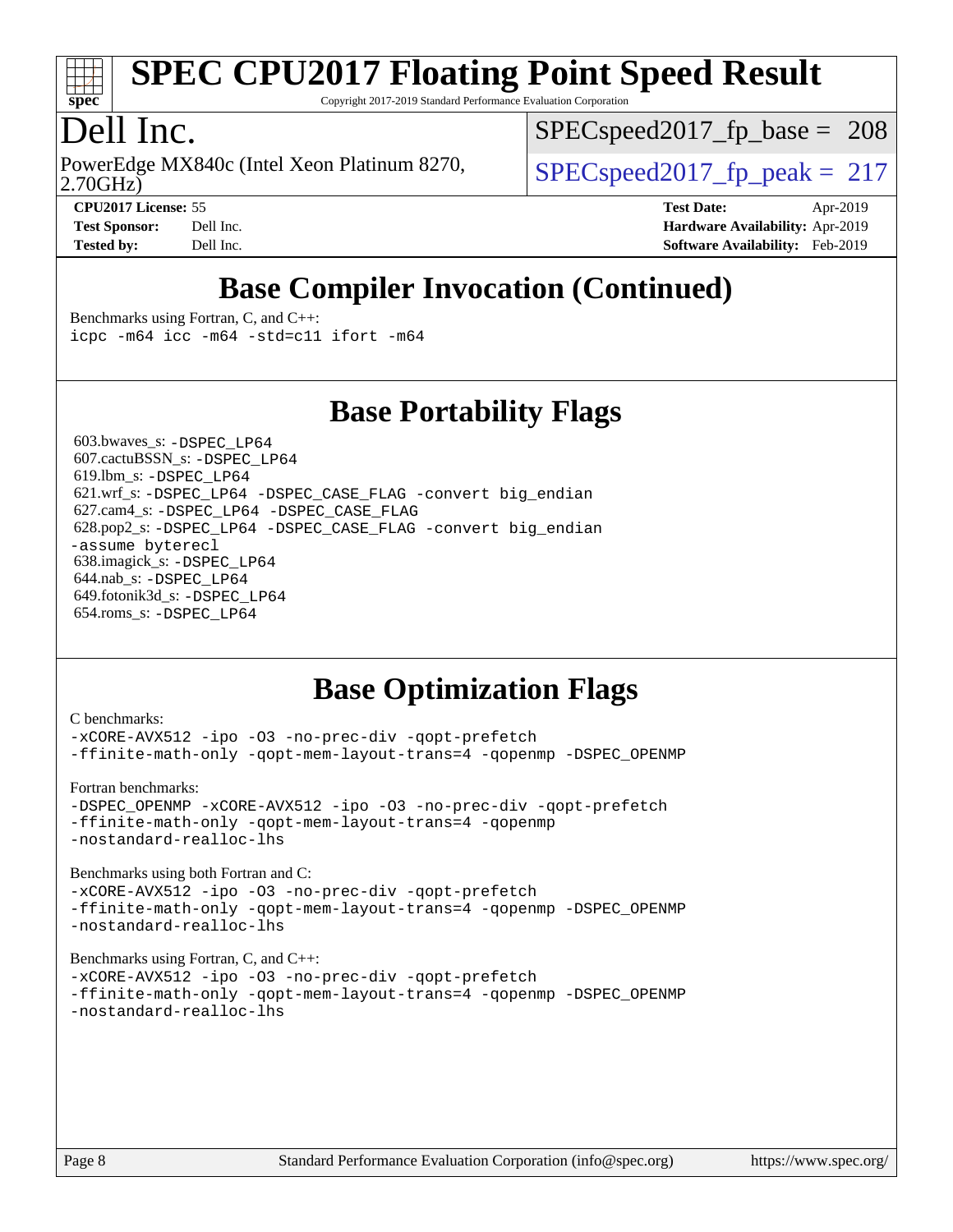# SPEC CPU2017 Floating Point Speed Result

Copyright 2017-2019 Standard Performance Evaluation Corporation

# Dell Inc.

PowerEdge MX840c (Intel Xeon Platinum 8270, 2.70GHz)

SPECspeed2017_fp_base = 208

SPECspeed2017_fp_peak = 217

**CPU2017 License:** 55
**Test Sponsor:** Dell Inc.
**Tested by:** Dell Inc.

**Test Date:** Apr-2019
**Hardware Availability:** Apr-2019
**Software Availability:** Feb-2019

## Base Compiler Invocation (Continued)

Benchmarks using Fortran, C, and C++:
```
icpc -m64 icc -m64 -std=c11 ifort -m64
```

## Base Portability Flags

603.bwaves_s: `-DSPEC_LP64`
607.cactuBSSN_s: `-DSPEC_LP64`
619.lbm_s: `-DSPEC_LP64`
621.wrf_s: `-DSPEC_LP64 -DSPEC_CASE_FLAG -convert big_endian`
627.cam4_s: `-DSPEC_LP64 -DSPEC_CASE_FLAG`
628.pop2_s: `-DSPEC_LP64 -DSPEC_CASE_FLAG -convert big_endian -assume byterecl`
638.imagick_s: `-DSPEC_LP64`
644.nab_s: `-DSPEC_LP64`
649.fotonik3d_s: `-DSPEC_LP64`
654.roms_s: `-DSPEC_LP64`

## Base Optimization Flags

C benchmarks:
```
-xCORE-AVX512 -ipo -O3 -no-prec-div -qopt-prefetch
-ffinite-math-only -qopt-mem-layout-trans=4 -qopenmp -DSPEC_OPENMP
```

Fortran benchmarks:
```
-DSPEC_OPENMP -xCORE-AVX512 -ipo -O3 -no-prec-div -qopt-prefetch
-ffinite-math-only -qopt-mem-layout-trans=4 -qopenmp
-nostandard-realloc-lhs
```

Benchmarks using both Fortran and C:
```
-xCORE-AVX512 -ipo -O3 -no-prec-div -qopt-prefetch
-ffinite-math-only -qopt-mem-layout-trans=4 -qopenmp -DSPEC_OPENMP
-nostandard-realloc-lhs
```

Benchmarks using Fortran, C, and C++:
```
-xCORE-AVX512 -ipo -O3 -no-prec-div -qopt-prefetch
-ffinite-math-only -qopt-mem-layout-trans=4 -qopenmp -DSPEC_OPENMP
-nostandard-realloc-lhs
```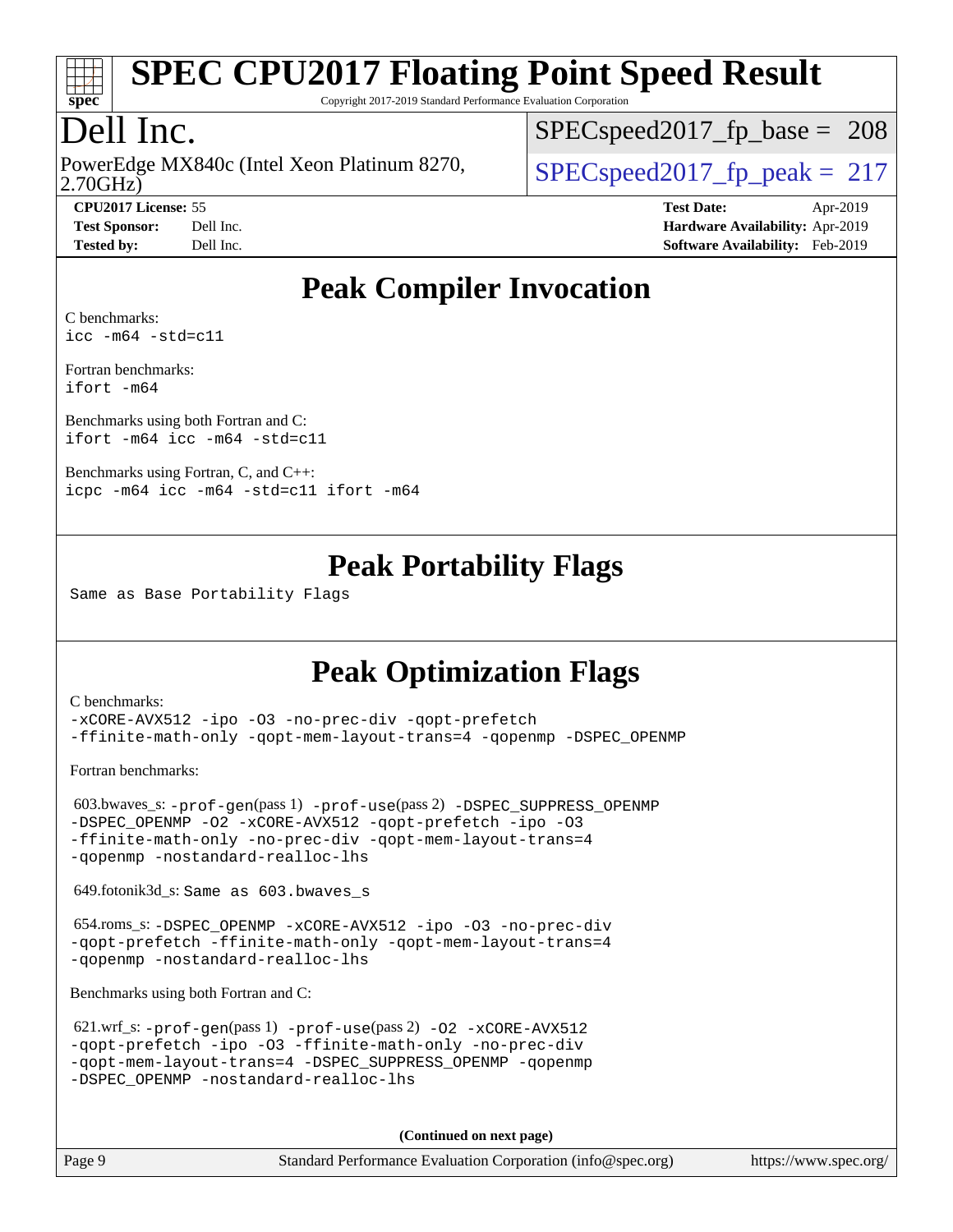# SPEC CPU2017 Floating Point Speed Result

Copyright 2017-2019 Standard Performance Evaluation Corporation

## Dell Inc.

PowerEdge MX840c (Intel Xeon Platinum 8270, 2.70GHz)

SPECspeed2017_fp_base = 208

SPECspeed2017_fp_peak = 217

**CPU2017 License:** 55
**Test Sponsor:** Dell Inc.
**Tested by:** Dell Inc.

**Test Date:** Apr-2019
**Hardware Availability:** Apr-2019
**Software Availability:** Feb-2019

## Peak Compiler Invocation

C benchmarks:
`icc -m64 -std=c11`

Fortran benchmarks:
`ifort -m64`

Benchmarks using both Fortran and C:
`ifort -m64 icc -m64 -std=c11`

Benchmarks using Fortran, C, and C++:
`icpc -m64 icc -m64 -std=c11 ifort -m64`

## Peak Portability Flags

Same as Base Portability Flags

## Peak Optimization Flags

C benchmarks:
`-xCORE-AVX512 -ipo -O3 -no-prec-div -qopt-prefetch -ffinite-math-only -qopt-mem-layout-trans=4 -qopenmp -DSPEC_OPENMP`

Fortran benchmarks:

603.bwaves_s: `-prof-gen`(pass 1) `-prof-use`(pass 2) `-DSPEC_SUPPRESS_OPENMP -DSPEC_OPENMP -O2 -xCORE-AVX512 -qopt-prefetch -ipo -O3 -ffinite-math-only -no-prec-div -qopt-mem-layout-trans=4 -qopenmp -nostandard-realloc-lhs`

649.fotonik3d_s: Same as 603.bwaves_s

654.roms_s: `-DSPEC_OPENMP -xCORE-AVX512 -ipo -O3 -no-prec-div -qopt-prefetch -ffinite-math-only -qopt-mem-layout-trans=4 -qopenmp -nostandard-realloc-lhs`

Benchmarks using both Fortran and C:

621.wrf_s: `-prof-gen`(pass 1) `-prof-use`(pass 2) `-O2 -xCORE-AVX512 -qopt-prefetch -ipo -O3 -ffinite-math-only -no-prec-div -qopt-mem-layout-trans=4 -DSPEC_SUPPRESS_OPENMP -qopenmp -DSPEC_OPENMP -nostandard-realloc-lhs`

(Continued on next page)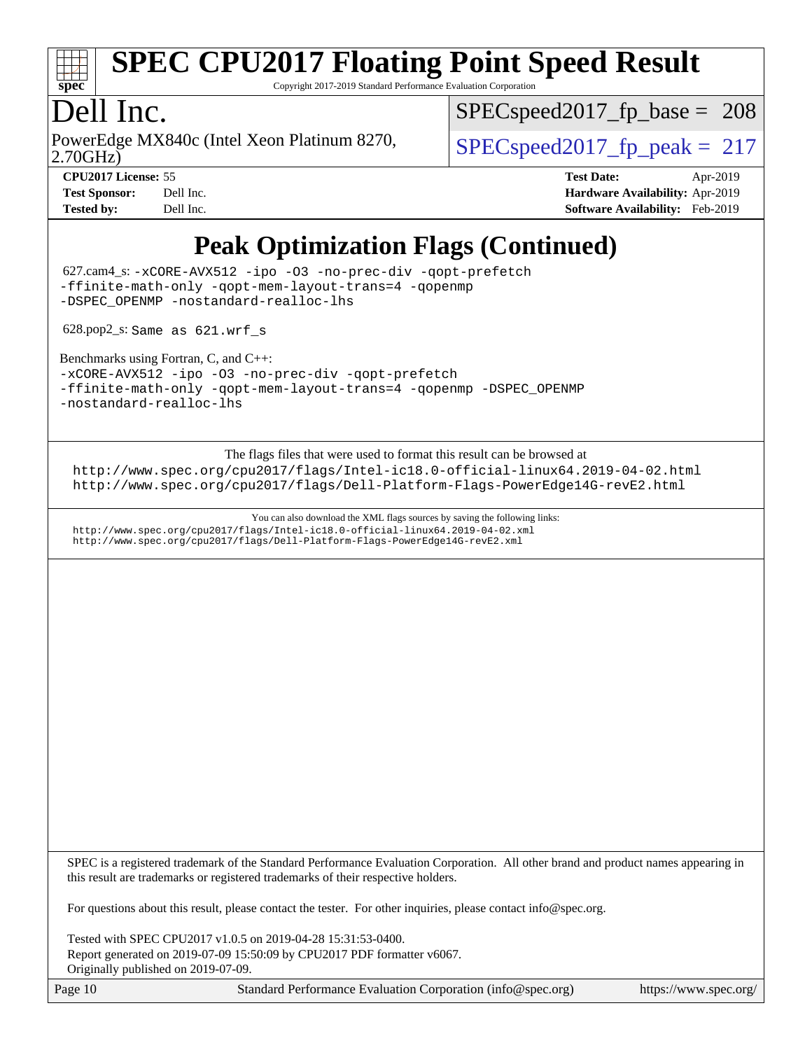# Peak Optimization Flags (Continued)

627.cam4_s: -xCORE-AVX512 -ipo -O3 -no-prec-div -qopt-prefetch -ffinite-math-only -qopt-mem-layout-trans=4 -qopenmp -DSPEC_OPENMP -nostandard-realloc-lhs

628.pop2_s: Same as 621.wrf_s

Benchmarks using Fortran, C, and C++:
-xCORE-AVX512 -ipo -O3 -no-prec-div -qopt-prefetch -ffinite-math-only -qopt-mem-layout-trans=4 -qopenmp -DSPEC_OPENMP -nostandard-realloc-lhs

The flags files that were used to format this result can be browsed at
http://www.spec.org/cpu2017/flags/Intel-ic18.0-official-linux64.2019-04-02.html
http://www.spec.org/cpu2017/flags/Dell-Platform-Flags-PowerEdge14G-revE2.html

You can also download the XML flags sources by saving the following links:
http://www.spec.org/cpu2017/flags/Intel-ic18.0-official-linux64.2019-04-02.xml
http://www.spec.org/cpu2017/flags/Dell-Platform-Flags-PowerEdge14G-revE2.xml

SPEC is a registered trademark of the Standard Performance Evaluation Corporation. All other brand and product names appearing in this result are trademarks or registered trademarks of their respective holders.

For questions about this result, please contact the tester. For other inquiries, please contact info@spec.org.

Tested with SPEC CPU2017 v1.0.5 on 2019-04-28 15:31:53-0400.
Report generated on 2019-07-09 15:50:09 by CPU2017 PDF formatter v6067.
Originally published on 2019-07-09.